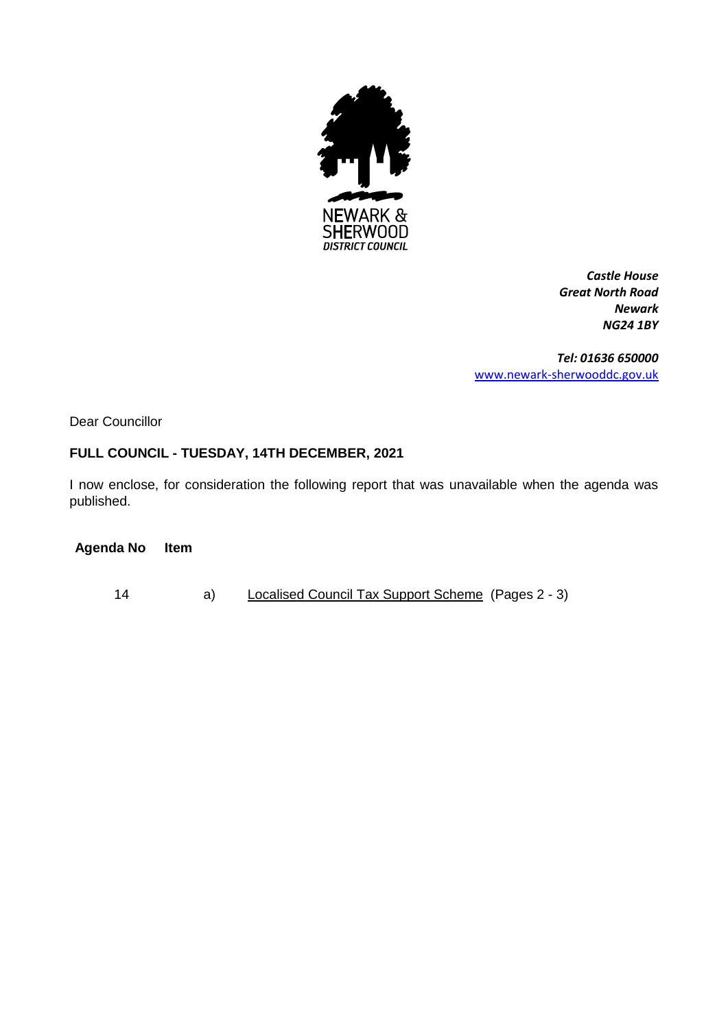NEWARK &
SHERWOOD
*DISTRICT COUNCIL*

***Castle House***
***Great North Road***
***Newark***
***NG24 1BY***

***Tel: 01636 650000***
[www.newark-sherwooddc.gov.uk](http://www.newark-sherwooddc.gov.uk)

Dear Councillor

**FULL COUNCIL - TUESDAY, 14TH DECEMBER, 2021**

I now enclose, for consideration the following report that was unavailable when the agenda was published.

| **Agenda No** | **Item** | |
|---|---|---|
| 14 | a) | Localised Council Tax Support Scheme (Pages 2 - 3) |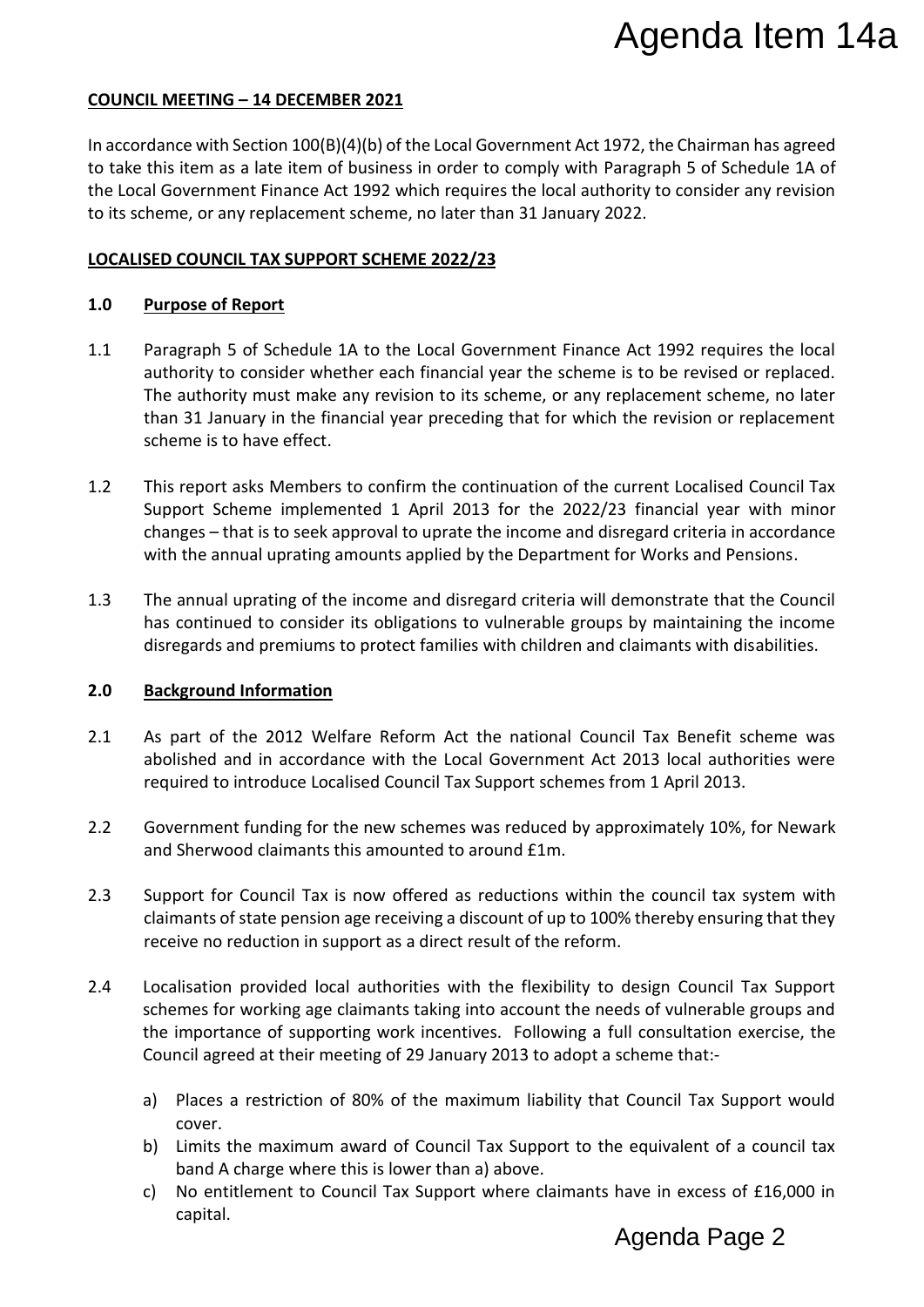**COUNCIL MEETING – 14 DECEMBER 2021**

In accordance with Section 100(B)(4)(b) of the Local Government Act 1972, the Chairman has agreed to take this item as a late item of business in order to comply with Paragraph 5 of Schedule 1A of the Local Government Finance Act 1992 which requires the local authority to consider any revision to its scheme, or any replacement scheme, no later than 31 January 2022.

**LOCALISED COUNCIL TAX SUPPORT SCHEME 2022/23**

## 1.0 Purpose of Report

1.1 Paragraph 5 of Schedule 1A to the Local Government Finance Act 1992 requires the local authority to consider whether each financial year the scheme is to be revised or replaced. The authority must make any revision to its scheme, or any replacement scheme, no later than 31 January in the financial year preceding that for which the revision or replacement scheme is to have effect.

1.2 This report asks Members to confirm the continuation of the current Localised Council Tax Support Scheme implemented 1 April 2013 for the 2022/23 financial year with minor changes – that is to seek approval to uprate the income and disregard criteria in accordance with the annual uprating amounts applied by the Department for Works and Pensions.

1.3 The annual uprating of the income and disregard criteria will demonstrate that the Council has continued to consider its obligations to vulnerable groups by maintaining the income disregards and premiums to protect families with children and claimants with disabilities.

## 2.0 Background Information

2.1 As part of the 2012 Welfare Reform Act the national Council Tax Benefit scheme was abolished and in accordance with the Local Government Act 2013 local authorities were required to introduce Localised Council Tax Support schemes from 1 April 2013.

2.2 Government funding for the new schemes was reduced by approximately 10%, for Newark and Sherwood claimants this amounted to around £1m.

2.3 Support for Council Tax is now offered as reductions within the council tax system with claimants of state pension age receiving a discount of up to 100% thereby ensuring that they receive no reduction in support as a direct result of the reform.

2.4 Localisation provided local authorities with the flexibility to design Council Tax Support schemes for working age claimants taking into account the needs of vulnerable groups and the importance of supporting work incentives. Following a full consultation exercise, the Council agreed at their meeting of 29 January 2013 to adopt a scheme that:-

a) Places a restriction of 80% of the maximum liability that Council Tax Support would cover.
b) Limits the maximum award of Council Tax Support to the equivalent of a council tax band A charge where this is lower than a) above.
c) No entitlement to Council Tax Support where claimants have in excess of £16,000 in capital.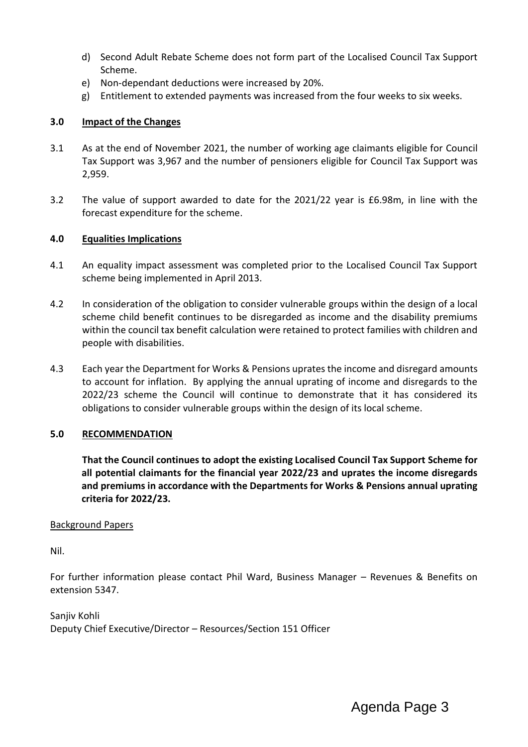d) Second Adult Rebate Scheme does not form part of the Localised Council Tax Support Scheme.
e) Non-dependant deductions were increased by 20%.
g) Entitlement to extended payments was increased from the four weeks to six weeks.

## 3.0 Impact of the Changes

3.1 As at the end of November 2021, the number of working age claimants eligible for Council Tax Support was 3,967 and the number of pensioners eligible for Council Tax Support was 2,959.

3.2 The value of support awarded to date for the 2021/22 year is £6.98m, in line with the forecast expenditure for the scheme.

## 4.0 Equalities Implications

4.1 An equality impact assessment was completed prior to the Localised Council Tax Support scheme being implemented in April 2013.

4.2 In consideration of the obligation to consider vulnerable groups within the design of a local scheme child benefit continues to be disregarded as income and the disability premiums within the council tax benefit calculation were retained to protect families with children and people with disabilities.

4.3 Each year the Department for Works & Pensions uprates the income and disregard amounts to account for inflation. By applying the annual uprating of income and disregards to the 2022/23 scheme the Council will continue to demonstrate that it has considered its obligations to consider vulnerable groups within the design of its local scheme.

## 5.0 RECOMMENDATION

**That the Council continues to adopt the existing Localised Council Tax Support Scheme for all potential claimants for the financial year 2022/23 and uprates the income disregards and premiums in accordance with the Departments for Works & Pensions annual uprating criteria for 2022/23.**

Background Papers

Nil.

For further information please contact Phil Ward, Business Manager – Revenues & Benefits on extension 5347.

Sanjiv Kohli
Deputy Chief Executive/Director – Resources/Section 151 Officer